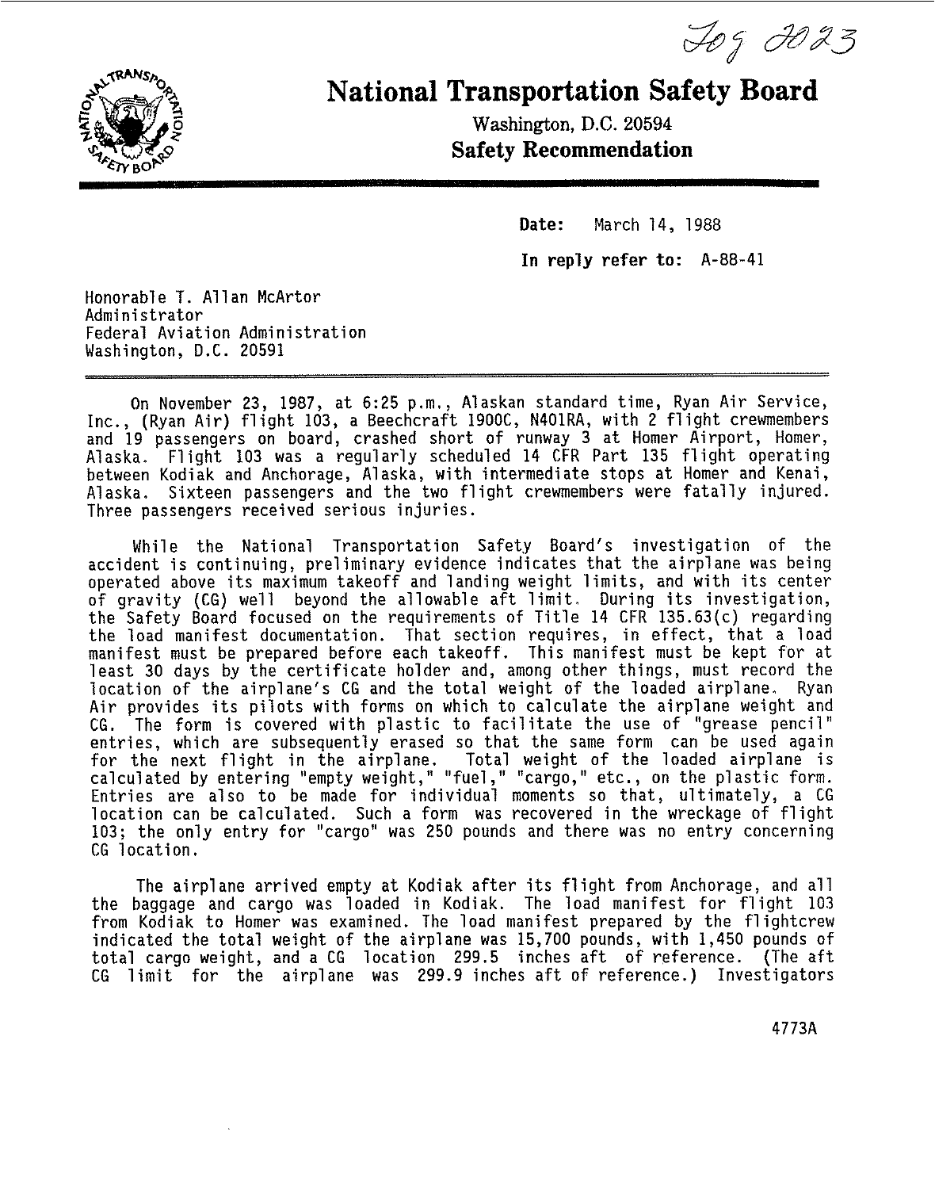Fog 2023

# National Transportation Safety Board

Washington, D.C. 20594

**Safety Recommendation**

**Date:** March 14, 1988

**In reply refer to:** A-88-41

Honorable T. Allan McArtor
Administrator
Federal Aviation Administration
Washington, D.C. 20591

On November 23, 1987, at 6:25 p.m., Alaskan standard time, Ryan Air Service, Inc., (Ryan Air) flight 103, a Beechcraft 1900C, N401RA, with 2 flight crewmembers and 19 passengers on board, crashed short of runway 3 at Homer Airport, Homer, Alaska. Flight 103 was a regularly scheduled 14 CFR Part 135 flight operating between Kodiak and Anchorage, Alaska, with intermediate stops at Homer and Kenai, Alaska. Sixteen passengers and the two flight crewmembers were fatally injured. Three passengers received serious injuries.

While the National Transportation Safety Board's investigation of the accident is continuing, preliminary evidence indicates that the airplane was being operated above its maximum takeoff and landing weight limits, and with its center of gravity (CG) well beyond the allowable aft limit. During its investigation, the Safety Board focused on the requirements of Title 14 CFR 135.63(c) regarding the load manifest documentation. That section requires, in effect, that a load manifest must be prepared before each takeoff. This manifest must be kept for at least 30 days by the certificate holder and, among other things, must record the location of the airplane's CG and the total weight of the loaded airplane. Ryan Air provides its pilots with forms on which to calculate the airplane weight and CG. The form is covered with plastic to facilitate the use of "grease pencil" entries, which are subsequently erased so that the same form can be used again for the next flight in the airplane. Total weight of the loaded airplane is calculated by entering "empty weight," "fuel," "cargo," etc., on the plastic form. Entries are also to be made for individual moments so that, ultimately, a CG location can be calculated. Such a form was recovered in the wreckage of flight 103; the only entry for "cargo" was 250 pounds and there was no entry concerning CG location.

The airplane arrived empty at Kodiak after its flight from Anchorage, and all the baggage and cargo was loaded in Kodiak. The load manifest for flight 103 from Kodiak to Homer was examined. The load manifest prepared by the flightcrew indicated the total weight of the airplane was 15,700 pounds, with 1,450 pounds of total cargo weight, and a CG location 299.5 inches aft of reference. (The aft CG limit for the airplane was 299.9 inches aft of reference.) Investigators

4773A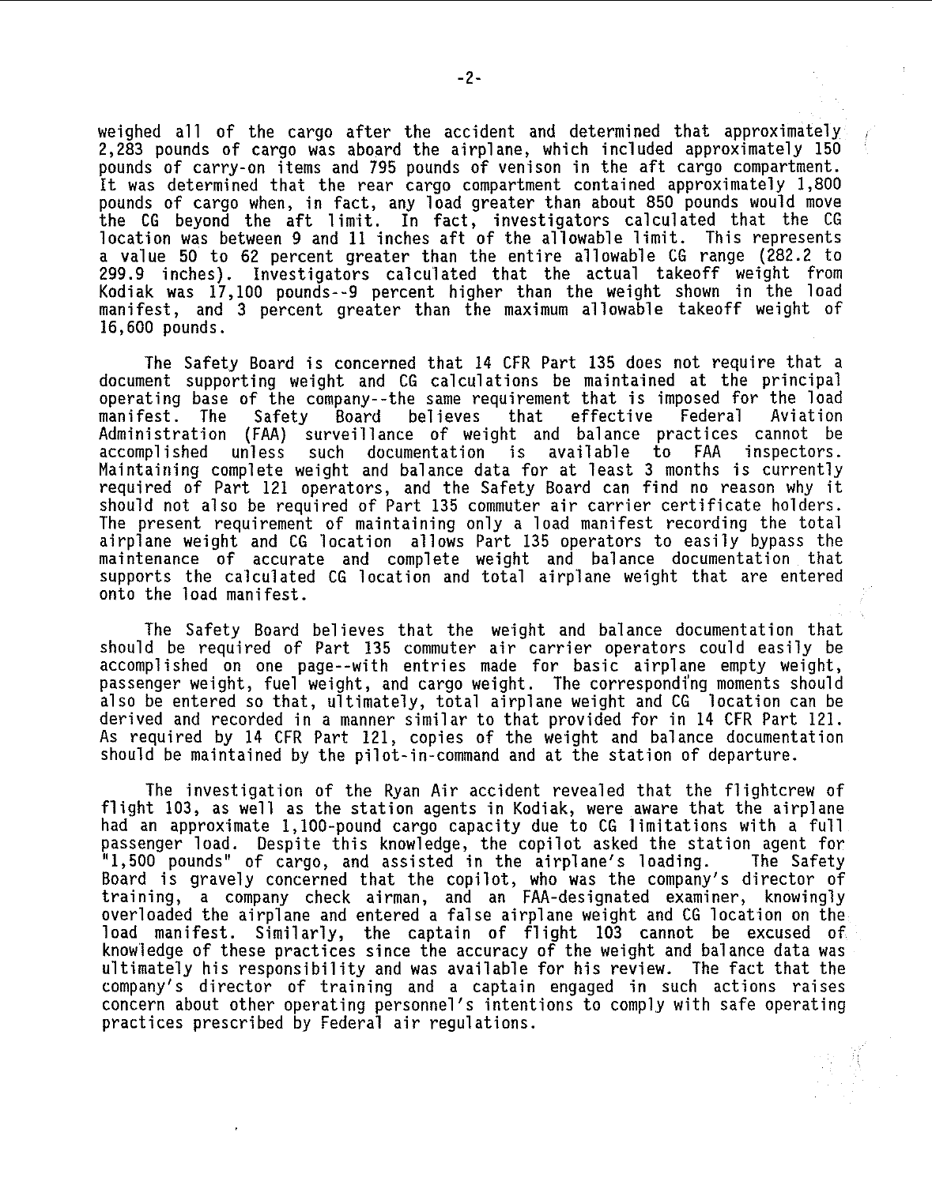weighed all of the cargo after the accident and determined that approximately 2,283 pounds of cargo was aboard the airplane, which included approximately 150 pounds of carry-on items and 795 pounds of venison in the aft cargo compartment. It was determined that the rear cargo compartment contained approximately 1,800 pounds of cargo when, in fact, any load greater than about 850 pounds would move the CG beyond the aft limit. In fact, investigators calculated that the CG location was between 9 and 11 inches aft of the allowable limit. This represents a value 50 to 62 percent greater than the entire allowable CG range (282.2 to 299.9 inches). Investigators calculated that the actual takeoff weight from Kodiak was 17,100 pounds--9 percent higher than the weight shown in the load manifest, and 3 percent greater than the maximum allowable takeoff weight of 16,600 pounds.

The Safety Board is concerned that 14 CFR Part 135 does not require that a document supporting weight and CG calculations be maintained at the principal operating base of the company--the same requirement that is imposed for the load manifest. The Safety Board believes that effective Federal Aviation Administration (FAA) surveillance of weight and balance practices cannot be accomplished unless such documentation is available to FAA inspectors. Maintaining complete weight and balance data for at least 3 months is currently required of Part 121 operators, and the Safety Board can find no reason why it should not also be required of Part 135 commuter air carrier certificate holders. The present requirement of maintaining only a load manifest recording the total airplane weight and CG location allows Part 135 operators to easily bypass the maintenance of accurate and complete weight and balance documentation that supports the calculated CG location and total airplane weight that are entered onto the load manifest.

The Safety Board believes that the weight and balance documentation that should be required of Part 135 commuter air carrier operators could easily be accomplished on one page--with entries made for basic airplane empty weight, passenger weight, fuel weight, and cargo weight. The corresponding moments should also be entered so that, ultimately, total airplane weight and CG location can be derived and recorded in a manner similar to that provided for in 14 CFR Part 121. As required by 14 CFR Part 121, copies of the weight and balance documentation should be maintained by the pilot-in-command and at the station of departure.

The investigation of the Ryan Air accident revealed that the flightcrew of flight 103, as well as the station agents in Kodiak, were aware that the airplane had an approximate 1,100-pound cargo capacity due to CG limitations with a full passenger load. Despite this knowledge, the copilot asked the station agent for "1,500 pounds" of cargo, and assisted in the airplane's loading. The Safety Board is gravely concerned that the copilot, who was the company's director of training, a company check airman, and an FAA-designated examiner, knowingly overloaded the airplane and entered a false airplane weight and CG location on the load manifest. Similarly, the captain of flight 103 cannot be excused of knowledge of these practices since the accuracy of the weight and balance data was ultimately his responsibility and was available for his review. The fact that the company's director of training and a captain engaged in such actions raises concern about other operating personnel's intentions to comply with safe operating practices prescribed by Federal air regulations.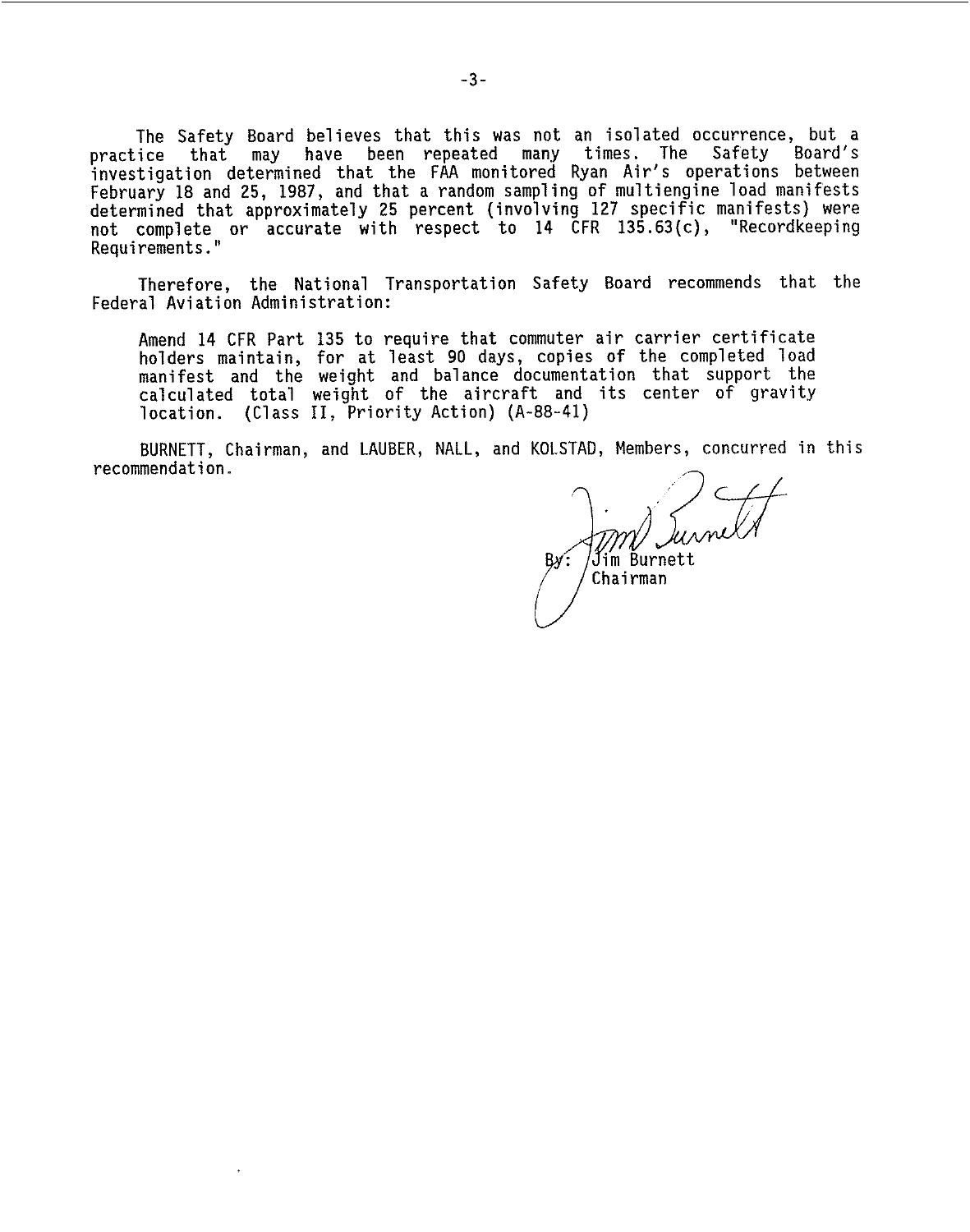The Safety Board believes that this was not an isolated occurrence, but a practice that may have been repeated many times. The Safety Board's investigation determined that the FAA monitored Ryan Air's operations between February 18 and 25, 1987, and that a random sampling of multiengine load manifests determined that approximately 25 percent (involving 127 specific manifests) were not complete or accurate with respect to 14 CFR 135.63(c), "Recordkeeping Requirements."

Therefore, the National Transportation Safety Board recommends that the Federal Aviation Administration:

> Amend 14 CFR Part 135 to require that commuter air carrier certificate holders maintain, for at least 90 days, copies of the completed load manifest and the weight and balance documentation that support the calculated total weight of the aircraft and its center of gravity location. (Class II, Priority Action) (A-88-41)

BURNETT, Chairman, and LAUBER, NALL, and KOLSTAD, Members, concurred in this recommendation.

By: Jim Burnett
Chairman